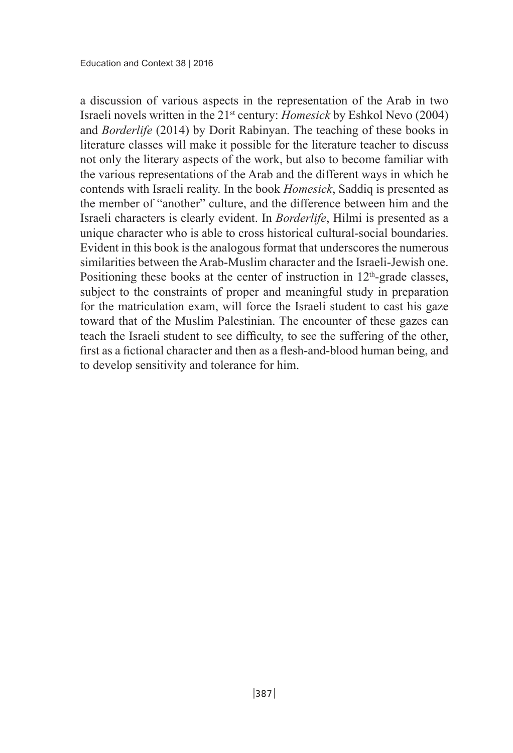a discussion of various aspects in the representation of the Arab in two Israeli novels written in the 21st century: *Homesick* by Eshkol Nevo (2004) and *Borderlife* (2014) by Dorit Rabinyan. The teaching of these books in literature classes will make it possible for the literature teacher to discuss not only the literary aspects of the work, but also to become familiar with the various representations of the Arab and the different ways in which he contends with Israeli reality. In the book *Homesick*, Saddiq is presented as the member of "another" culture, and the difference between him and the Israeli characters is clearly evident. In *Borderlife*, Hilmi is presented as a unique character who is able to cross historical cultural-social boundaries. Evident in this book is the analogous format that underscores the numerous similarities between the Arab-Muslim character and the Israeli-Jewish one. Positioning these books at the center of instruction in 12th-grade classes, subject to the constraints of proper and meaningful study in preparation for the matriculation exam, will force the Israeli student to cast his gaze toward that of the Muslim Palestinian. The encounter of these gazes can teach the Israeli student to see difficulty, to see the suffering of the other, first as a fictional character and then as a flesh-and-blood human being, and to develop sensitivity and tolerance for him.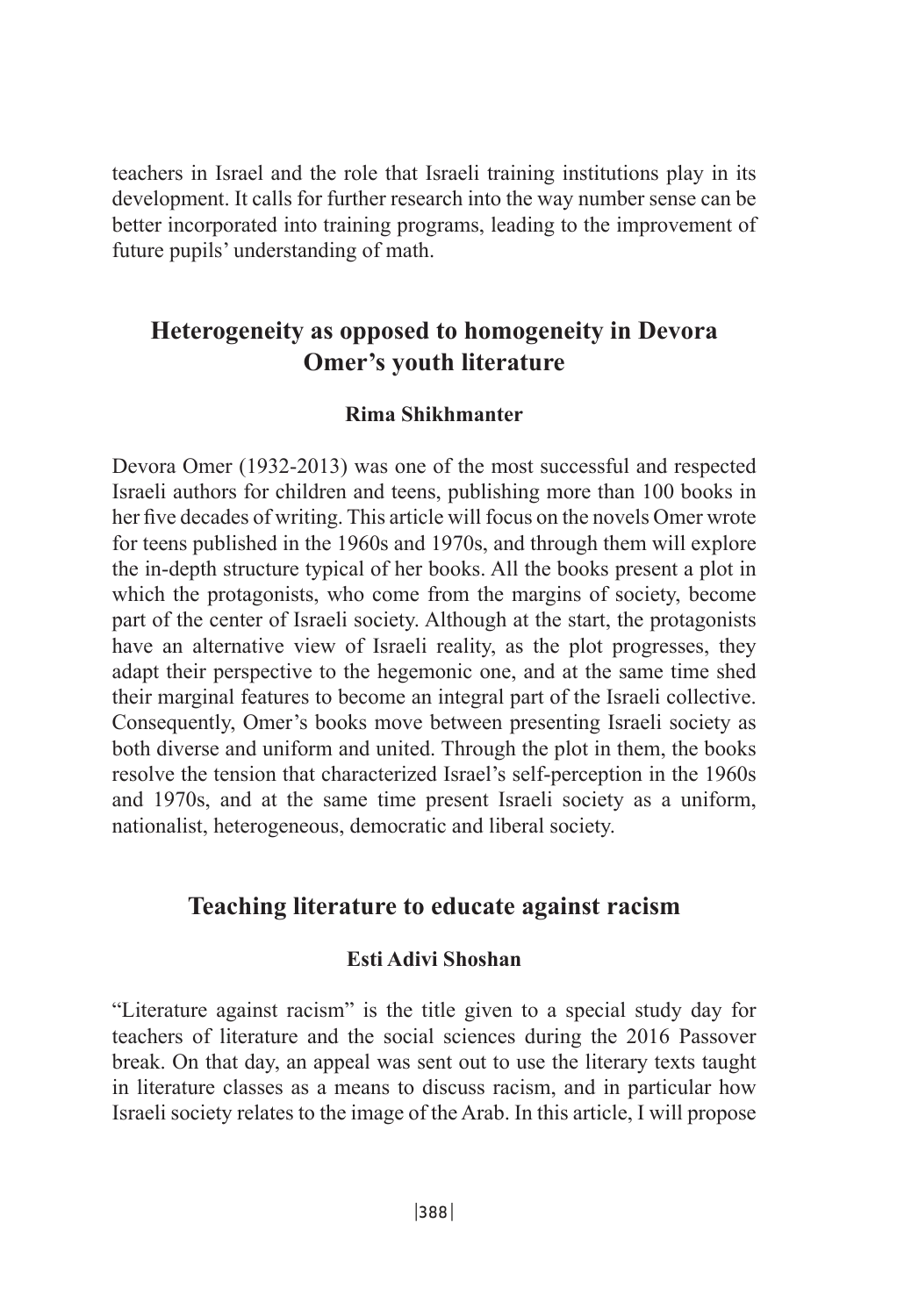teachers in Israel and the role that Israeli training institutions play in its development. It calls for further research into the way number sense can be better incorporated into training programs, leading to the improvement of future pupils' understanding of math.

## Heterogeneity as opposed to homogeneity in Devora Omer's youth literature

**Rima Shikhmanter**

Devora Omer (1932-2013) was one of the most successful and respected Israeli authors for children and teens, publishing more than 100 books in her five decades of writing. This article will focus on the novels Omer wrote for teens published in the 1960s and 1970s, and through them will explore the in-depth structure typical of her books. All the books present a plot in which the protagonists, who come from the margins of society, become part of the center of Israeli society. Although at the start, the protagonists have an alternative view of Israeli reality, as the plot progresses, they adapt their perspective to the hegemonic one, and at the same time shed their marginal features to become an integral part of the Israeli collective. Consequently, Omer's books move between presenting Israeli society as both diverse and uniform and united. Through the plot in them, the books resolve the tension that characterized Israel's self-perception in the 1960s and 1970s, and at the same time present Israeli society as a uniform, nationalist, heterogeneous, democratic and liberal society.

## Teaching literature to educate against racism

**Esti Adivi Shoshan**

"Literature against racism" is the title given to a special study day for teachers of literature and the social sciences during the 2016 Passover break. On that day, an appeal was sent out to use the literary texts taught in literature classes as a means to discuss racism, and in particular how Israeli society relates to the image of the Arab. In this article, I will propose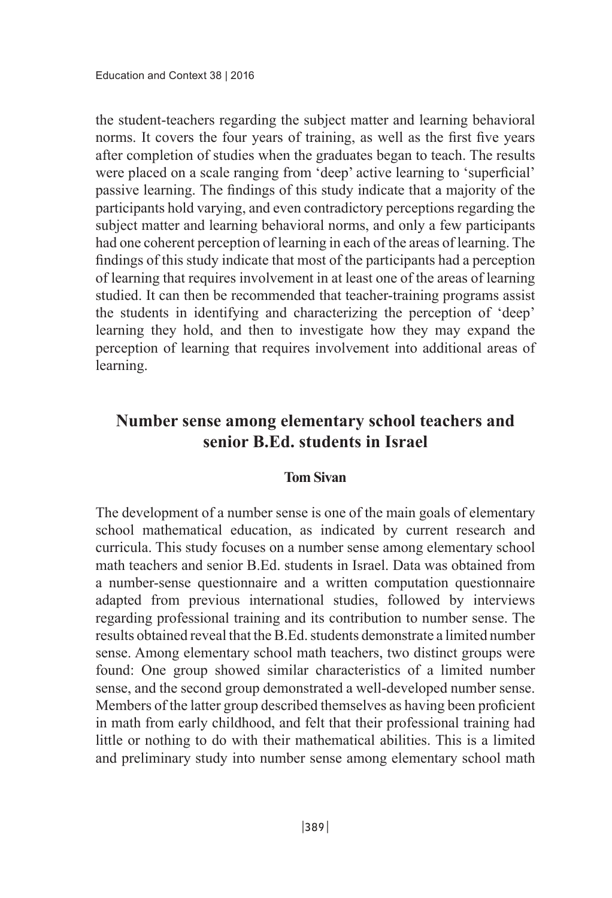the student-teachers regarding the subject matter and learning behavioral norms. It covers the four years of training, as well as the first five years after completion of studies when the graduates began to teach. The results were placed on a scale ranging from 'deep' active learning to 'superficial' passive learning. The findings of this study indicate that a majority of the participants hold varying, and even contradictory perceptions regarding the subject matter and learning behavioral norms, and only a few participants had one coherent perception of learning in each of the areas of learning. The findings of this study indicate that most of the participants had a perception of learning that requires involvement in at least one of the areas of learning studied. It can then be recommended that teacher-training programs assist the students in identifying and characterizing the perception of 'deep' learning they hold, and then to investigate how they may expand the perception of learning that requires involvement into additional areas of learning.

## Number sense among elementary school teachers and senior B.Ed. students in Israel

**Tom Sivan**

The development of a number sense is one of the main goals of elementary school mathematical education, as indicated by current research and curricula. This study focuses on a number sense among elementary school math teachers and senior B.Ed. students in Israel. Data was obtained from a number-sense questionnaire and a written computation questionnaire adapted from previous international studies, followed by interviews regarding professional training and its contribution to number sense. The results obtained reveal that the B.Ed. students demonstrate a limited number sense. Among elementary school math teachers, two distinct groups were found: One group showed similar characteristics of a limited number sense, and the second group demonstrated a well-developed number sense. Members of the latter group described themselves as having been proficient in math from early childhood, and felt that their professional training had little or nothing to do with their mathematical abilities. This is a limited and preliminary study into number sense among elementary school math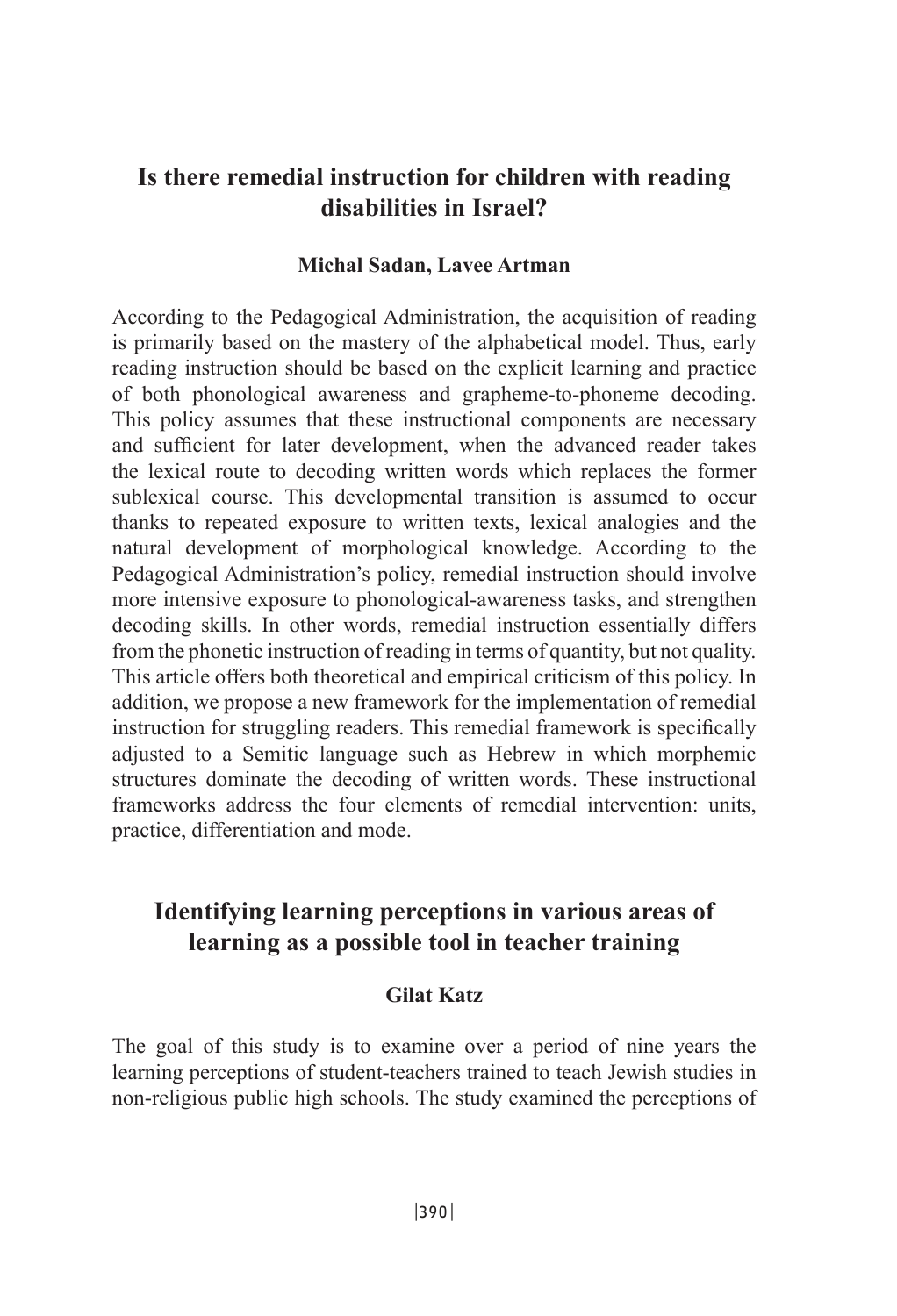## Is there remedial instruction for children with reading disabilities in Israel?

**Michal Sadan, Lavee Artman**

According to the Pedagogical Administration, the acquisition of reading is primarily based on the mastery of the alphabetical model. Thus, early reading instruction should be based on the explicit learning and practice of both phonological awareness and grapheme-to-phoneme decoding. This policy assumes that these instructional components are necessary and sufficient for later development, when the advanced reader takes the lexical route to decoding written words which replaces the former sublexical course. This developmental transition is assumed to occur thanks to repeated exposure to written texts, lexical analogies and the natural development of morphological knowledge. According to the Pedagogical Administration's policy, remedial instruction should involve more intensive exposure to phonological-awareness tasks, and strengthen decoding skills. In other words, remedial instruction essentially differs from the phonetic instruction of reading in terms of quantity, but not quality. This article offers both theoretical and empirical criticism of this policy. In addition, we propose a new framework for the implementation of remedial instruction for struggling readers. This remedial framework is specifically adjusted to a Semitic language such as Hebrew in which morphemic structures dominate the decoding of written words. These instructional frameworks address the four elements of remedial intervention: units, practice, differentiation and mode.

## Identifying learning perceptions in various areas of learning as a possible tool in teacher training

**Gilat Katz**

The goal of this study is to examine over a period of nine years the learning perceptions of student-teachers trained to teach Jewish studies in non-religious public high schools. The study examined the perceptions of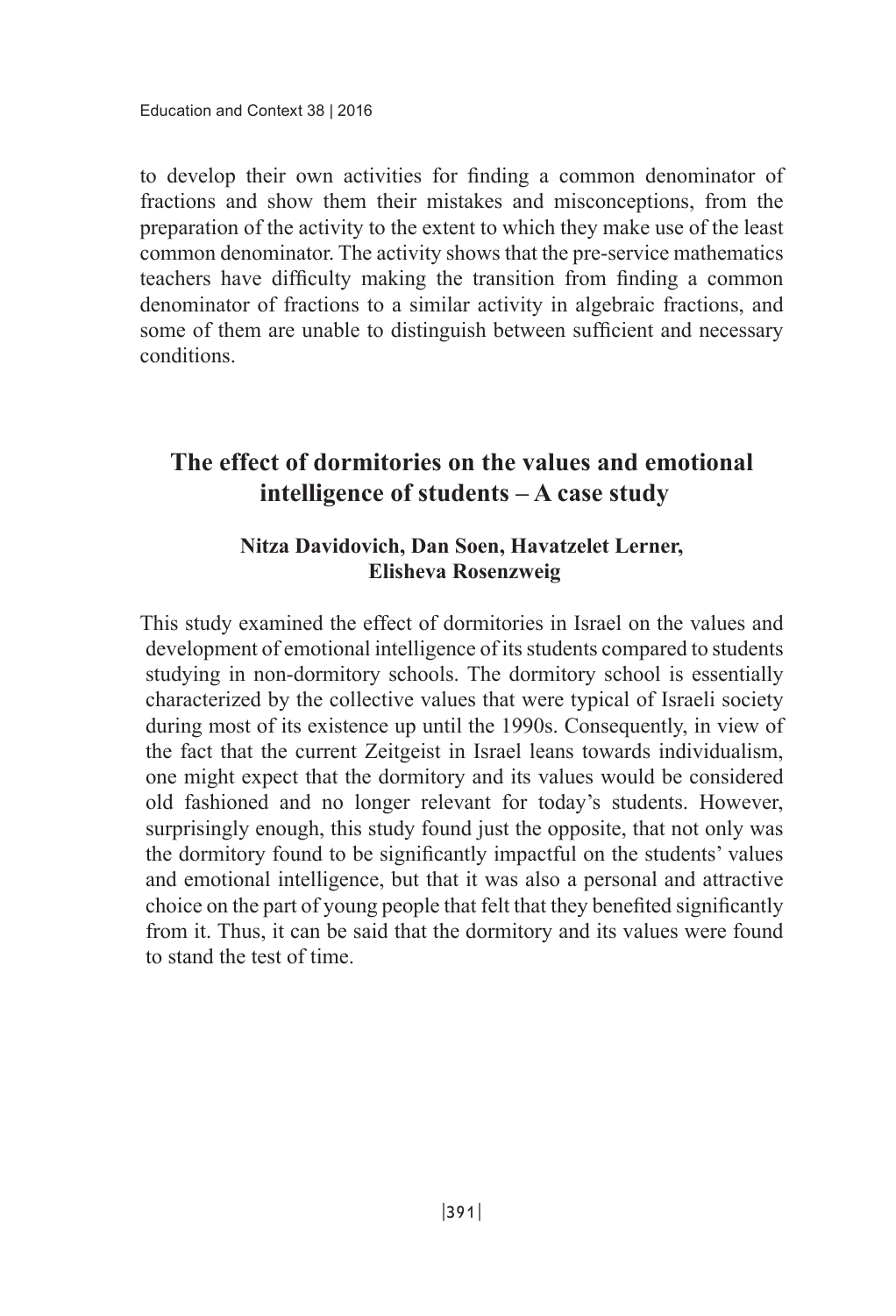to develop their own activities for finding a common denominator of fractions and show them their mistakes and misconceptions, from the preparation of the activity to the extent to which they make use of the least common denominator. The activity shows that the pre-service mathematics teachers have difficulty making the transition from finding a common denominator of fractions to a similar activity in algebraic fractions, and some of them are unable to distinguish between sufficient and necessary conditions.

## The effect of dormitories on the values and emotional intelligence of students – A case study

**Nitza Davidovich, Dan Soen, Havatzelet Lerner, Elisheva Rosenzweig**

This study examined the effect of dormitories in Israel on the values and development of emotional intelligence of its students compared to students studying in non-dormitory schools. The dormitory school is essentially characterized by the collective values that were typical of Israeli society during most of its existence up until the 1990s. Consequently, in view of the fact that the current Zeitgeist in Israel leans towards individualism, one might expect that the dormitory and its values would be considered old fashioned and no longer relevant for today's students. However, surprisingly enough, this study found just the opposite, that not only was the dormitory found to be significantly impactful on the students' values and emotional intelligence, but that it was also a personal and attractive choice on the part of young people that felt that they benefited significantly from it. Thus, it can be said that the dormitory and its values were found to stand the test of time.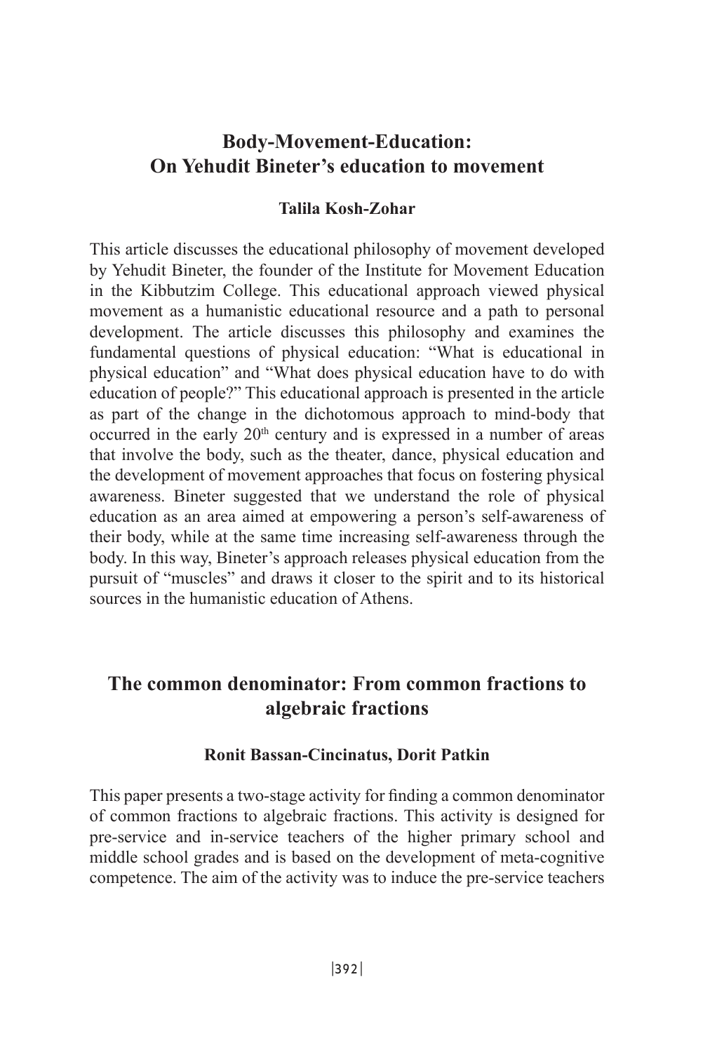## Body-Movement-Education: On Yehudit Bineter's education to movement

**Talila Kosh-Zohar**

This article discusses the educational philosophy of movement developed by Yehudit Bineter, the founder of the Institute for Movement Education in the Kibbutzim College. This educational approach viewed physical movement as a humanistic educational resource and a path to personal development. The article discusses this philosophy and examines the fundamental questions of physical education: "What is educational in physical education" and "What does physical education have to do with education of people?" This educational approach is presented in the article as part of the change in the dichotomous approach to mind-body that occurred in the early 20th century and is expressed in a number of areas that involve the body, such as the theater, dance, physical education and the development of movement approaches that focus on fostering physical awareness. Bineter suggested that we understand the role of physical education as an area aimed at empowering a person's self-awareness of their body, while at the same time increasing self-awareness through the body. In this way, Bineter's approach releases physical education from the pursuit of "muscles" and draws it closer to the spirit and to its historical sources in the humanistic education of Athens.

## The common denominator: From common fractions to algebraic fractions

**Ronit Bassan-Cincinatus, Dorit Patkin**

This paper presents a two-stage activity for finding a common denominator of common fractions to algebraic fractions. This activity is designed for pre-service and in-service teachers of the higher primary school and middle school grades and is based on the development of meta-cognitive competence. The aim of the activity was to induce the pre-service teachers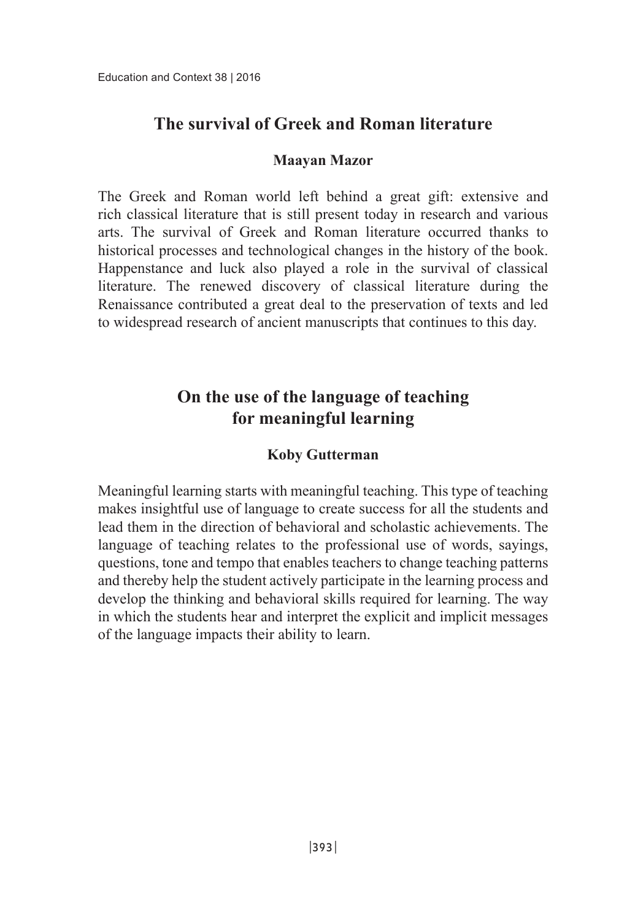## The survival of Greek and Roman literature

**Maayan Mazor**

The Greek and Roman world left behind a great gift: extensive and rich classical literature that is still present today in research and various arts. The survival of Greek and Roman literature occurred thanks to historical processes and technological changes in the history of the book. Happenstance and luck also played a role in the survival of classical literature. The renewed discovery of classical literature during the Renaissance contributed a great deal to the preservation of texts and led to widespread research of ancient manuscripts that continues to this day.

## On the use of the language of teaching for meaningful learning

**Koby Gutterman**

Meaningful learning starts with meaningful teaching. This type of teaching makes insightful use of language to create success for all the students and lead them in the direction of behavioral and scholastic achievements. The language of teaching relates to the professional use of words, sayings, questions, tone and tempo that enables teachers to change teaching patterns and thereby help the student actively participate in the learning process and develop the thinking and behavioral skills required for learning. The way in which the students hear and interpret the explicit and implicit messages of the language impacts their ability to learn.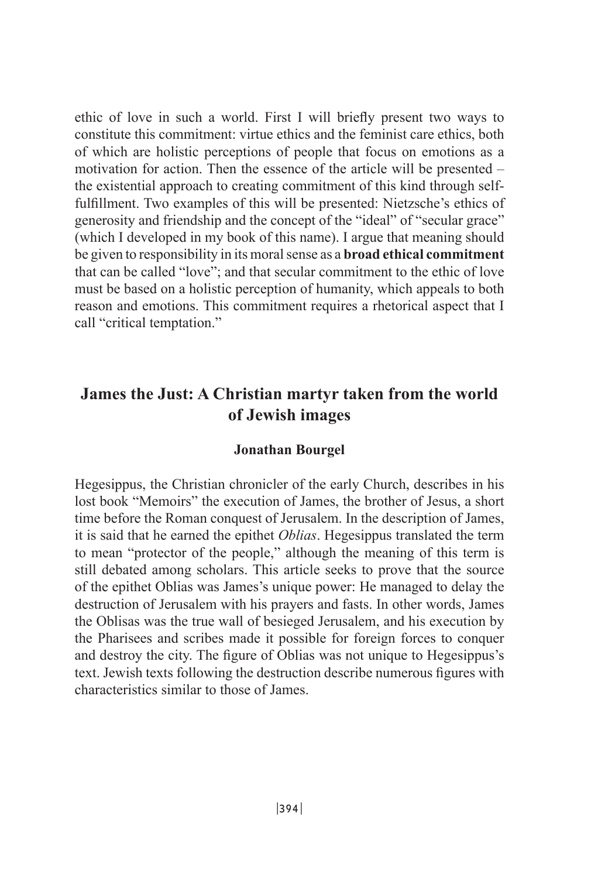ethic of love in such a world. First I will briefly present two ways to constitute this commitment: virtue ethics and the feminist care ethics, both of which are holistic perceptions of people that focus on emotions as a motivation for action. Then the essence of the article will be presented – the existential approach to creating commitment of this kind through self-fulfillment. Two examples of this will be presented: Nietzsche's ethics of generosity and friendship and the concept of the "ideal" of "secular grace" (which I developed in my book of this name). I argue that meaning should be given to responsibility in its moral sense as a **broad ethical commitment** that can be called "love"; and that secular commitment to the ethic of love must be based on a holistic perception of humanity, which appeals to both reason and emotions. This commitment requires a rhetorical aspect that I call "critical temptation."

## James the Just: A Christian martyr taken from the world of Jewish images

**Jonathan Bourgel**

Hegesippus, the Christian chronicler of the early Church, describes in his lost book "Memoirs" the execution of James, the brother of Jesus, a short time before the Roman conquest of Jerusalem. In the description of James, it is said that he earned the epithet *Oblias*. Hegesippus translated the term to mean "protector of the people," although the meaning of this term is still debated among scholars. This article seeks to prove that the source of the epithet Oblias was James's unique power: He managed to delay the destruction of Jerusalem with his prayers and fasts. In other words, James the Oblisas was the true wall of besieged Jerusalem, and his execution by the Pharisees and scribes made it possible for foreign forces to conquer and destroy the city. The figure of Oblias was not unique to Hegesippus's text. Jewish texts following the destruction describe numerous figures with characteristics similar to those of James.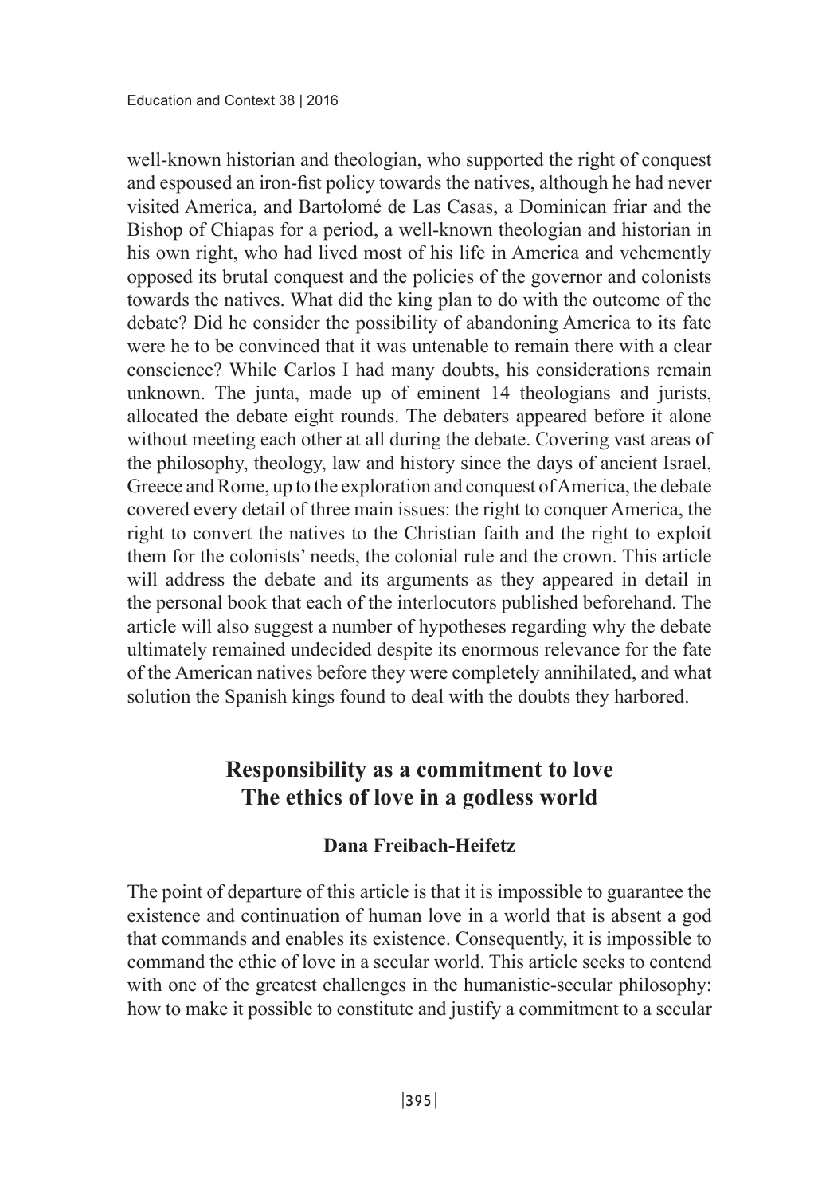well-known historian and theologian, who supported the right of conquest and espoused an iron-fist policy towards the natives, although he had never visited America, and Bartolomé de Las Casas, a Dominican friar and the Bishop of Chiapas for a period, a well-known theologian and historian in his own right, who had lived most of his life in America and vehemently opposed its brutal conquest and the policies of the governor and colonists towards the natives. What did the king plan to do with the outcome of the debate? Did he consider the possibility of abandoning America to its fate were he to be convinced that it was untenable to remain there with a clear conscience? While Carlos I had many doubts, his considerations remain unknown. The junta, made up of eminent 14 theologians and jurists, allocated the debate eight rounds. The debaters appeared before it alone without meeting each other at all during the debate. Covering vast areas of the philosophy, theology, law and history since the days of ancient Israel, Greece and Rome, up to the exploration and conquest of America, the debate covered every detail of three main issues: the right to conquer America, the right to convert the natives to the Christian faith and the right to exploit them for the colonists' needs, the colonial rule and the crown. This article will address the debate and its arguments as they appeared in detail in the personal book that each of the interlocutors published beforehand. The article will also suggest a number of hypotheses regarding why the debate ultimately remained undecided despite its enormous relevance for the fate of the American natives before they were completely annihilated, and what solution the Spanish kings found to deal with the doubts they harbored.

## Responsibility as a commitment to love
## The ethics of love in a godless world

**Dana Freibach-Heifetz**

The point of departure of this article is that it is impossible to guarantee the existence and continuation of human love in a world that is absent a god that commands and enables its existence. Consequently, it is impossible to command the ethic of love in a secular world. This article seeks to contend with one of the greatest challenges in the humanistic-secular philosophy: how to make it possible to constitute and justify a commitment to a secular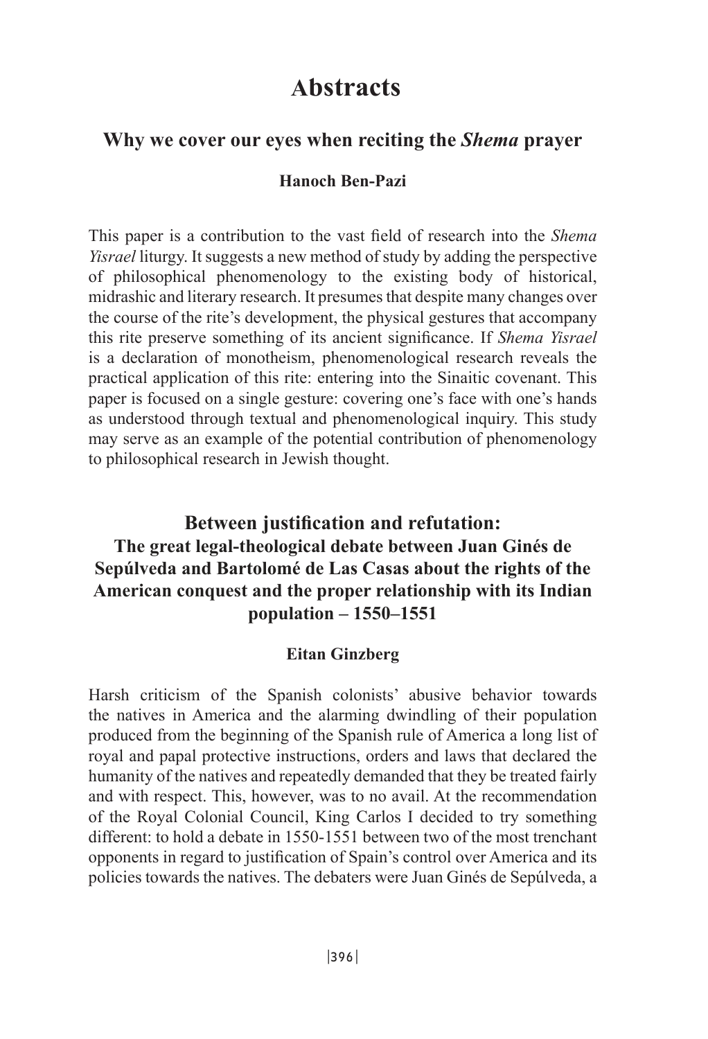# Abstracts

## Why we cover our eyes when reciting the *Shema* prayer

**Hanoch Ben-Pazi**

This paper is a contribution to the vast field of research into the *Shema Yisrael* liturgy. It suggests a new method of study by adding the perspective of philosophical phenomenology to the existing body of historical, midrashic and literary research. It presumes that despite many changes over the course of the rite's development, the physical gestures that accompany this rite preserve something of its ancient significance. If *Shema Yisrael* is a declaration of monotheism, phenomenological research reveals the practical application of this rite: entering into the Sinaitic covenant. This paper is focused on a single gesture: covering one's face with one's hands as understood through textual and phenomenological inquiry. This study may serve as an example of the potential contribution of phenomenology to philosophical research in Jewish thought.

## Between justification and refutation: The great legal-theological debate between Juan Ginés de Sepúlveda and Bartolomé de Las Casas about the rights of the American conquest and the proper relationship with its Indian population – 1550–1551

**Eitan Ginzberg**

Harsh criticism of the Spanish colonists' abusive behavior towards the natives in America and the alarming dwindling of their population produced from the beginning of the Spanish rule of America a long list of royal and papal protective instructions, orders and laws that declared the humanity of the natives and repeatedly demanded that they be treated fairly and with respect. This, however, was to no avail. At the recommendation of the Royal Colonial Council, King Carlos I decided to try something different: to hold a debate in 1550-1551 between two of the most trenchant opponents in regard to justification of Spain's control over America and its policies towards the natives. The debaters were Juan Ginés de Sepúlveda, a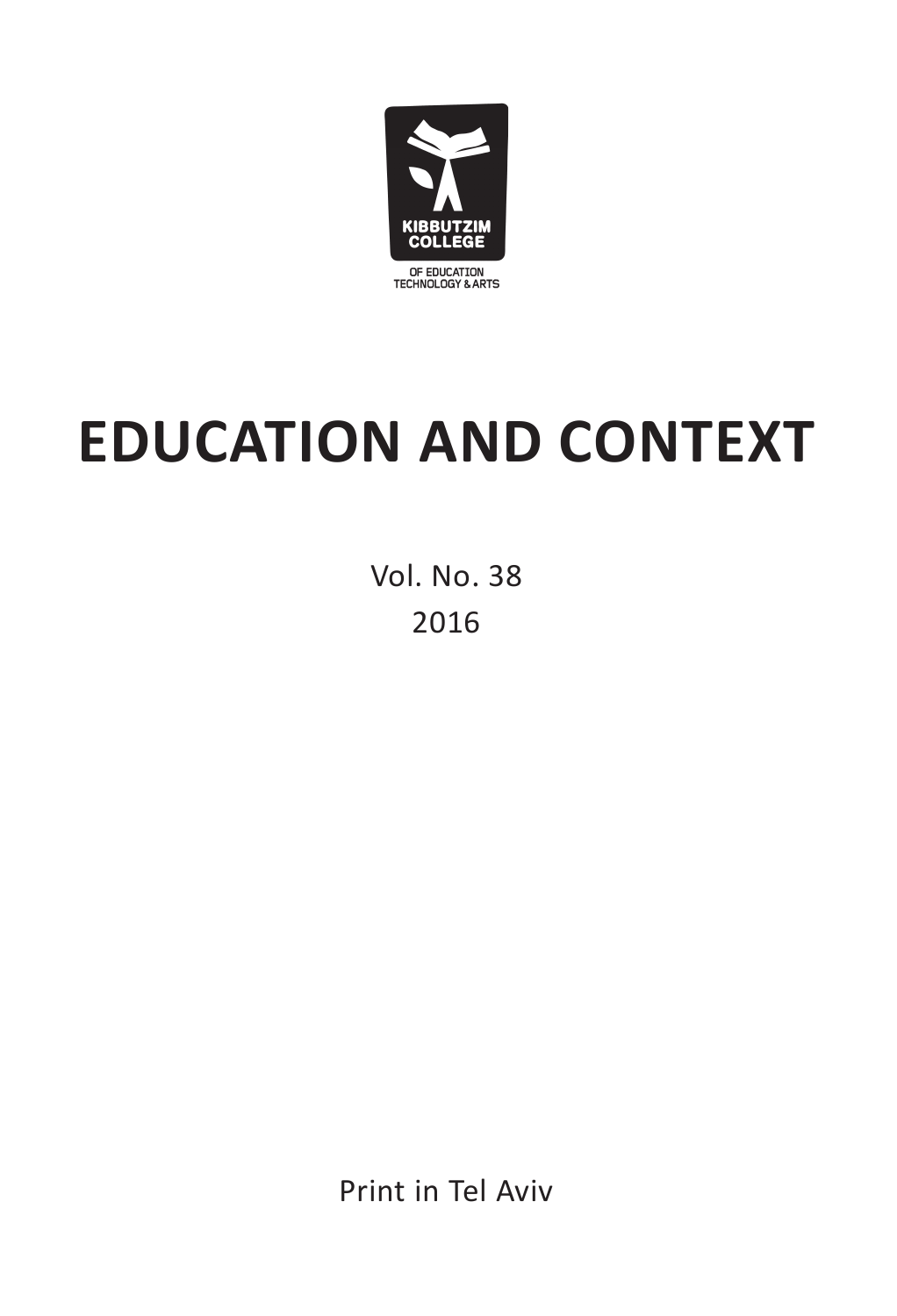KIBBUTZIM COLLEGE

OF EDUCATION TECHNOLOGY & ARTS

# EDUCATION AND CONTEXT

Vol. No. 38

2016

Print in Tel Aviv